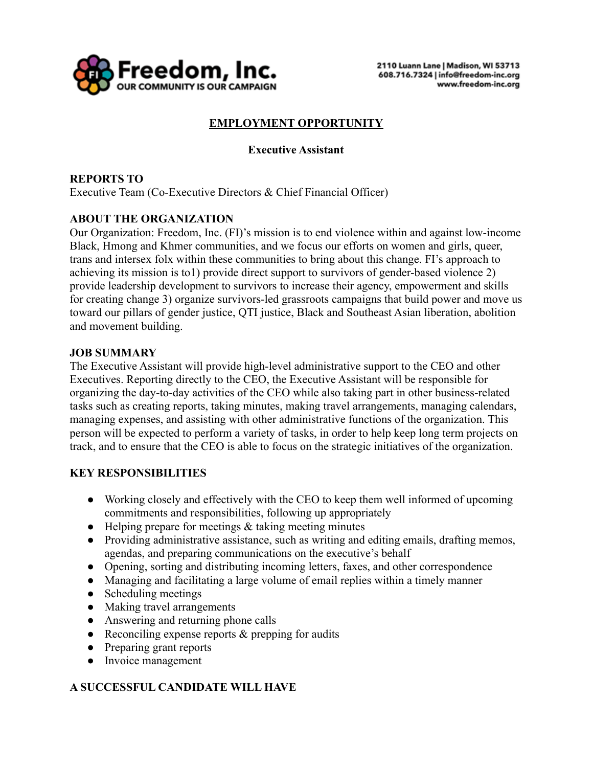Freedom, Inc.
OUR COMMUNITY IS OUR CAMPAIGN

2110 Luann Lane | Madison, WI 53713
608.716.7324 | info@freedom-inc.org
www.freedom-inc.org

# EMPLOYMENT OPPORTUNITY

## Executive Assistant

**REPORTS TO**
Executive Team (Co-Executive Directors & Chief Financial Officer)

**ABOUT THE ORGANIZATION**
Our Organization: Freedom, Inc. (FI)'s mission is to end violence within and against low-income Black, Hmong and Khmer communities, and we focus our efforts on women and girls, queer, trans and intersex folx within these communities to bring about this change. FI's approach to achieving its mission is to1) provide direct support to survivors of gender-based violence 2) provide leadership development to survivors to increase their agency, empowerment and skills for creating change 3) organize survivors-led grassroots campaigns that build power and move us toward our pillars of gender justice, QTI justice, Black and Southeast Asian liberation, abolition and movement building.

**JOB SUMMARY**
The Executive Assistant will provide high-level administrative support to the CEO and other Executives. Reporting directly to the CEO, the Executive Assistant will be responsible for organizing the day-to-day activities of the CEO while also taking part in other business-related tasks such as creating reports, taking minutes, making travel arrangements, managing calendars, managing expenses, and assisting with other administrative functions of the organization. This person will be expected to perform a variety of tasks, in order to help keep long term projects on track, and to ensure that the CEO is able to focus on the strategic initiatives of the organization.

**KEY RESPONSIBILITIES**

- Working closely and effectively with the CEO to keep them well informed of upcoming commitments and responsibilities, following up appropriately
- Helping prepare for meetings & taking meeting minutes
- Providing administrative assistance, such as writing and editing emails, drafting memos, agendas, and preparing communications on the executive's behalf
- Opening, sorting and distributing incoming letters, faxes, and other correspondence
- Managing and facilitating a large volume of email replies within a timely manner
- Scheduling meetings
- Making travel arrangements
- Answering and returning phone calls
- Reconciling expense reports & prepping for audits
- Preparing grant reports
- Invoice management

**A SUCCESSFUL CANDIDATE WILL HAVE**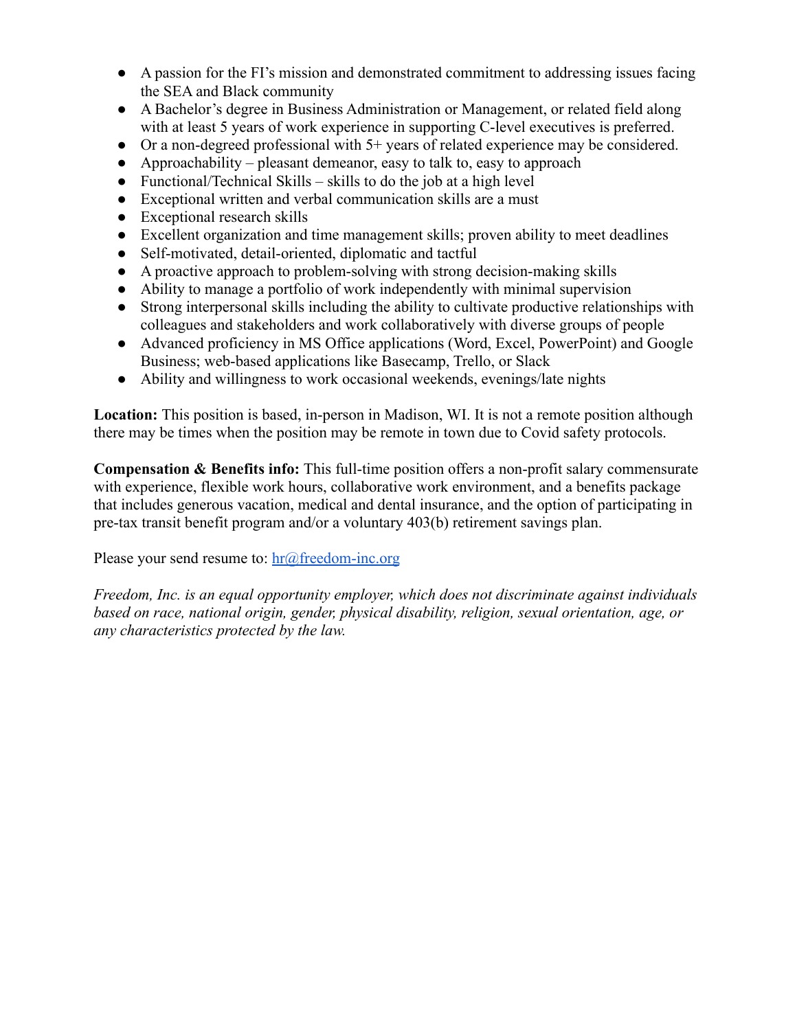- A passion for the FI's mission and demonstrated commitment to addressing issues facing the SEA and Black community
- A Bachelor's degree in Business Administration or Management, or related field along with at least 5 years of work experience in supporting C-level executives is preferred.
- Or a non-degreed professional with 5+ years of related experience may be considered.
- Approachability – pleasant demeanor, easy to talk to, easy to approach
- Functional/Technical Skills – skills to do the job at a high level
- Exceptional written and verbal communication skills are a must
- Exceptional research skills
- Excellent organization and time management skills; proven ability to meet deadlines
- Self-motivated, detail-oriented, diplomatic and tactful
- A proactive approach to problem-solving with strong decision-making skills
- Ability to manage a portfolio of work independently with minimal supervision
- Strong interpersonal skills including the ability to cultivate productive relationships with colleagues and stakeholders and work collaboratively with diverse groups of people
- Advanced proficiency in MS Office applications (Word, Excel, PowerPoint) and Google Business; web-based applications like Basecamp, Trello, or Slack
- Ability and willingness to work occasional weekends, evenings/late nights

**Location:** This position is based, in-person in Madison, WI. It is not a remote position although there may be times when the position may be remote in town due to Covid safety protocols.

**Compensation & Benefits info:** This full-time position offers a non-profit salary commensurate with experience, flexible work hours, collaborative work environment, and a benefits package that includes generous vacation, medical and dental insurance, and the option of participating in pre-tax transit benefit program and/or a voluntary 403(b) retirement savings plan.

Please your send resume to: [hr@freedom-inc.org](mailto:hr@freedom-inc.org)

*Freedom, Inc. is an equal opportunity employer, which does not discriminate against individuals based on race, national origin, gender, physical disability, religion, sexual orientation, age, or any characteristics protected by the law.*